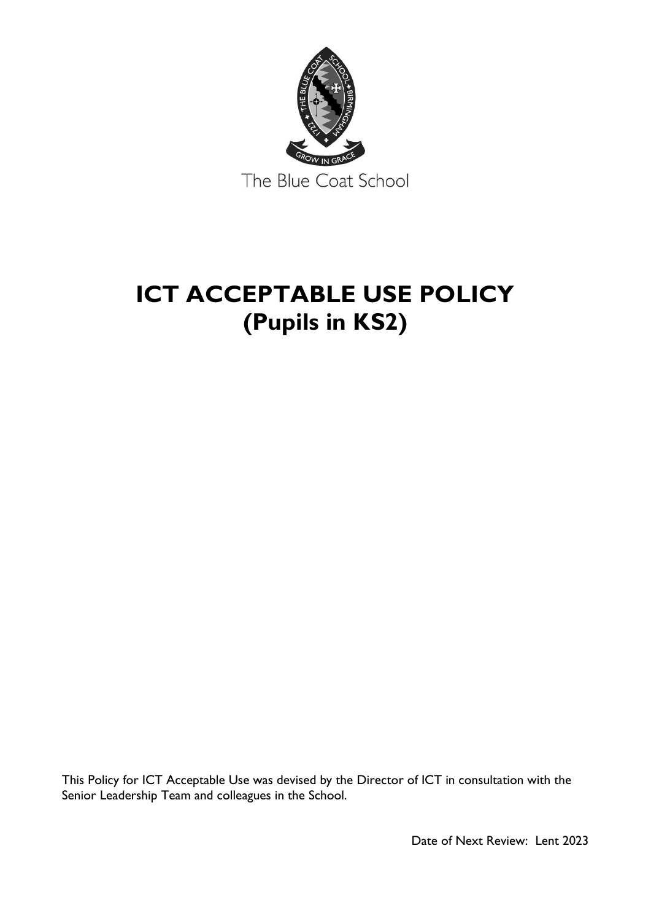The Blue Coat School

# ICT ACCEPTABLE USE POLICY
# (Pupils in KS2)

This Policy for ICT Acceptable Use was devised by the Director of ICT in consultation with the Senior Leadership Team and colleagues in the School.

Date of Next Review: Lent 2023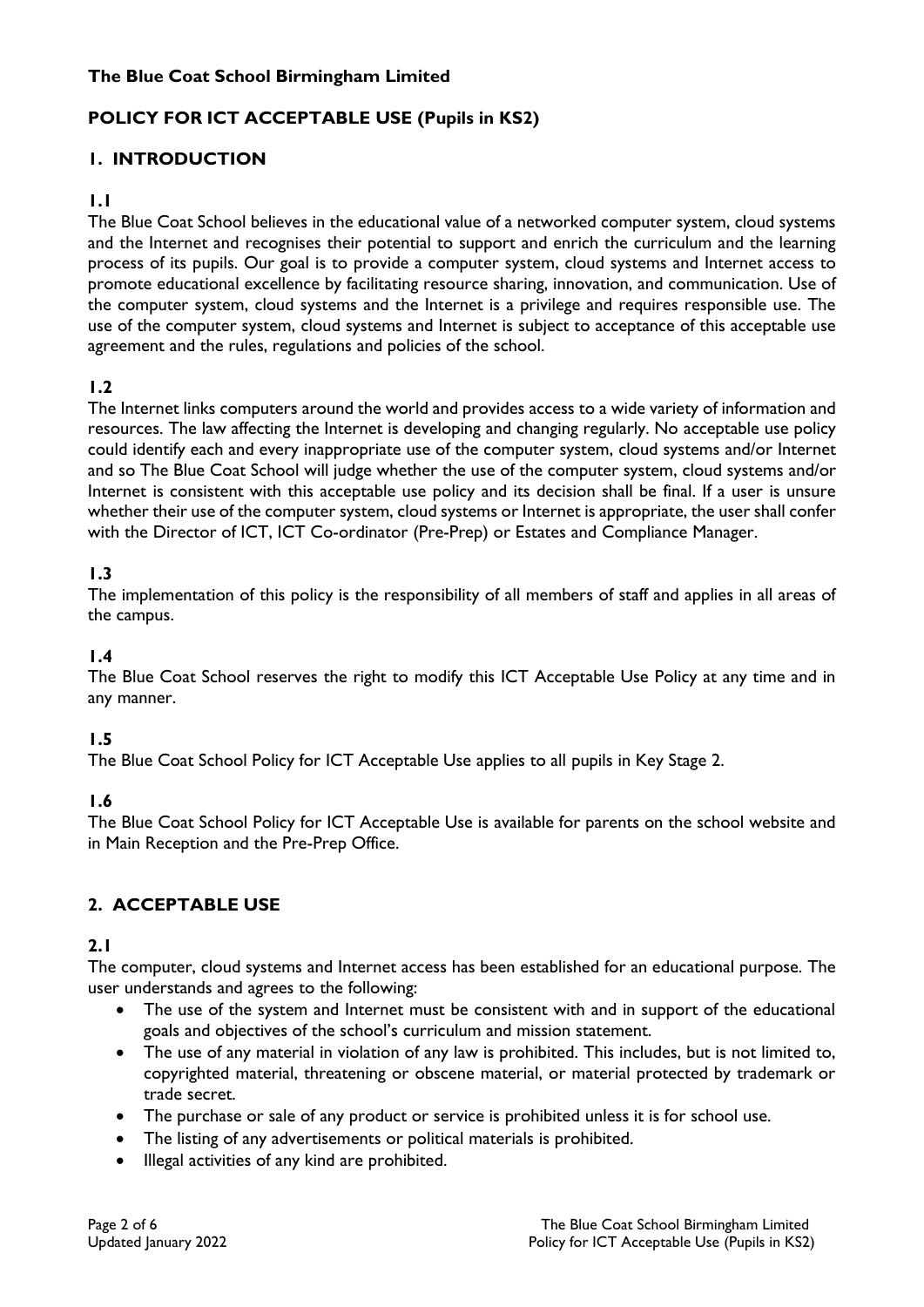**The Blue Coat School Birmingham Limited**

**POLICY FOR ICT ACCEPTABLE USE (Pupils in KS2)**

## 1. INTRODUCTION

### 1.1

The Blue Coat School believes in the educational value of a networked computer system, cloud systems and the Internet and recognises their potential to support and enrich the curriculum and the learning process of its pupils. Our goal is to provide a computer system, cloud systems and Internet access to promote educational excellence by facilitating resource sharing, innovation, and communication. Use of the computer system, cloud systems and the Internet is a privilege and requires responsible use. The use of the computer system, cloud systems and Internet is subject to acceptance of this acceptable use agreement and the rules, regulations and policies of the school.

### 1.2

The Internet links computers around the world and provides access to a wide variety of information and resources. The law affecting the Internet is developing and changing regularly. No acceptable use policy could identify each and every inappropriate use of the computer system, cloud systems and/or Internet and so The Blue Coat School will judge whether the use of the computer system, cloud systems and/or Internet is consistent with this acceptable use policy and its decision shall be final. If a user is unsure whether their use of the computer system, cloud systems or Internet is appropriate, the user shall confer with the Director of ICT, ICT Co-ordinator (Pre-Prep) or Estates and Compliance Manager.

### 1.3

The implementation of this policy is the responsibility of all members of staff and applies in all areas of the campus.

### 1.4

The Blue Coat School reserves the right to modify this ICT Acceptable Use Policy at any time and in any manner.

### 1.5

The Blue Coat School Policy for ICT Acceptable Use applies to all pupils in Key Stage 2.

### 1.6

The Blue Coat School Policy for ICT Acceptable Use is available for parents on the school website and in Main Reception and the Pre-Prep Office.

## 2. ACCEPTABLE USE

### 2.1

The computer, cloud systems and Internet access has been established for an educational purpose. The user understands and agrees to the following:

- The use of the system and Internet must be consistent with and in support of the educational goals and objectives of the school's curriculum and mission statement.
- The use of any material in violation of any law is prohibited. This includes, but is not limited to, copyrighted material, threatening or obscene material, or material protected by trademark or trade secret.
- The purchase or sale of any product or service is prohibited unless it is for school use.
- The listing of any advertisements or political materials is prohibited.
- Illegal activities of any kind are prohibited.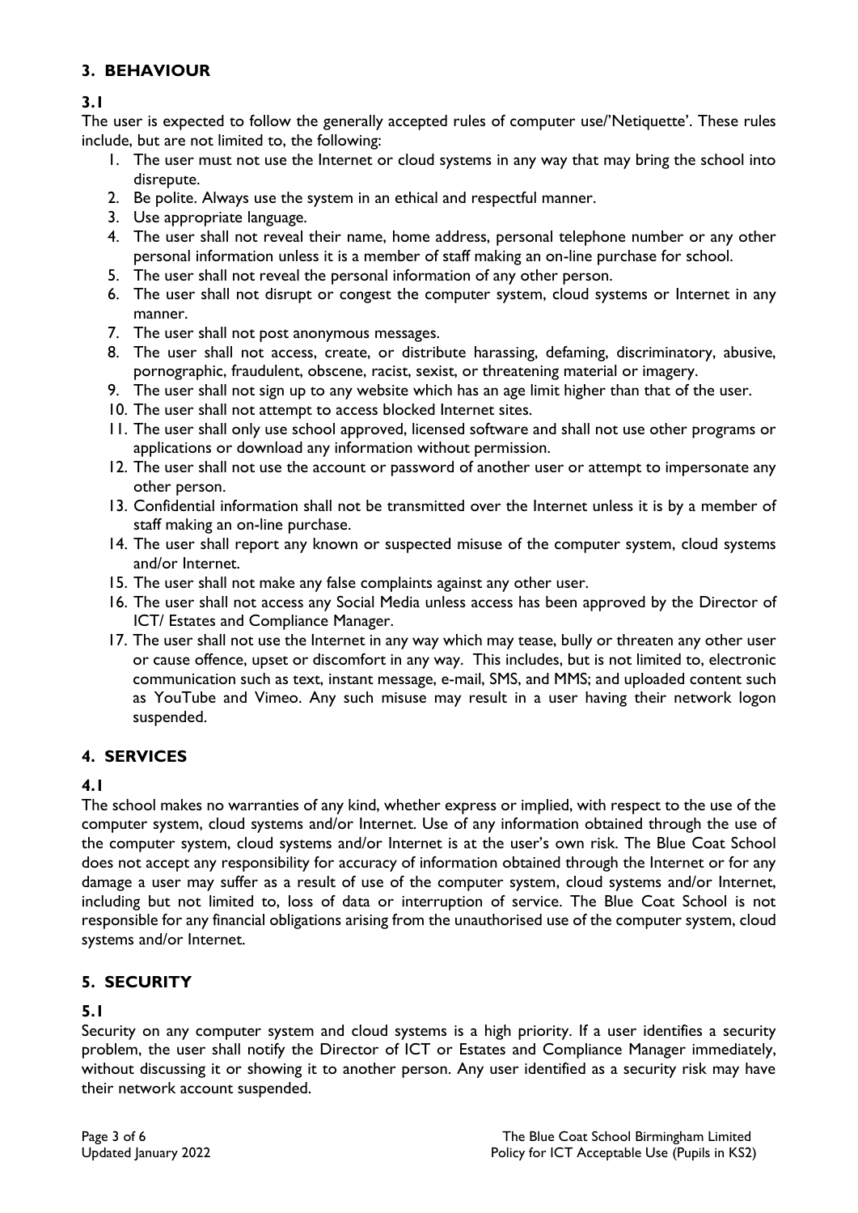## 3. BEHAVIOUR

### 3.1

The user is expected to follow the generally accepted rules of computer use/'Netiquette'. These rules include, but are not limited to, the following:

1. The user must not use the Internet or cloud systems in any way that may bring the school into disrepute.
2. Be polite. Always use the system in an ethical and respectful manner.
3. Use appropriate language.
4. The user shall not reveal their name, home address, personal telephone number or any other personal information unless it is a member of staff making an on-line purchase for school.
5. The user shall not reveal the personal information of any other person.
6. The user shall not disrupt or congest the computer system, cloud systems or Internet in any manner.
7. The user shall not post anonymous messages.
8. The user shall not access, create, or distribute harassing, defaming, discriminatory, abusive, pornographic, fraudulent, obscene, racist, sexist, or threatening material or imagery.
9. The user shall not sign up to any website which has an age limit higher than that of the user.
10. The user shall not attempt to access blocked Internet sites.
11. The user shall only use school approved, licensed software and shall not use other programs or applications or download any information without permission.
12. The user shall not use the account or password of another user or attempt to impersonate any other person.
13. Confidential information shall not be transmitted over the Internet unless it is by a member of staff making an on-line purchase.
14. The user shall report any known or suspected misuse of the computer system, cloud systems and/or Internet.
15. The user shall not make any false complaints against any other user.
16. The user shall not access any Social Media unless access has been approved by the Director of ICT/ Estates and Compliance Manager.
17. The user shall not use the Internet in any way which may tease, bully or threaten any other user or cause offence, upset or discomfort in any way. This includes, but is not limited to, electronic communication such as text, instant message, e-mail, SMS, and MMS; and uploaded content such as YouTube and Vimeo. Any such misuse may result in a user having their network logon suspended.

## 4. SERVICES

### 4.1

The school makes no warranties of any kind, whether express or implied, with respect to the use of the computer system, cloud systems and/or Internet. Use of any information obtained through the use of the computer system, cloud systems and/or Internet is at the user's own risk. The Blue Coat School does not accept any responsibility for accuracy of information obtained through the Internet or for any damage a user may suffer as a result of use of the computer system, cloud systems and/or Internet, including but not limited to, loss of data or interruption of service. The Blue Coat School is not responsible for any financial obligations arising from the unauthorised use of the computer system, cloud systems and/or Internet.

## 5. SECURITY

### 5.1

Security on any computer system and cloud systems is a high priority. If a user identifies a security problem, the user shall notify the Director of ICT or Estates and Compliance Manager immediately, without discussing it or showing it to another person. Any user identified as a security risk may have their network account suspended.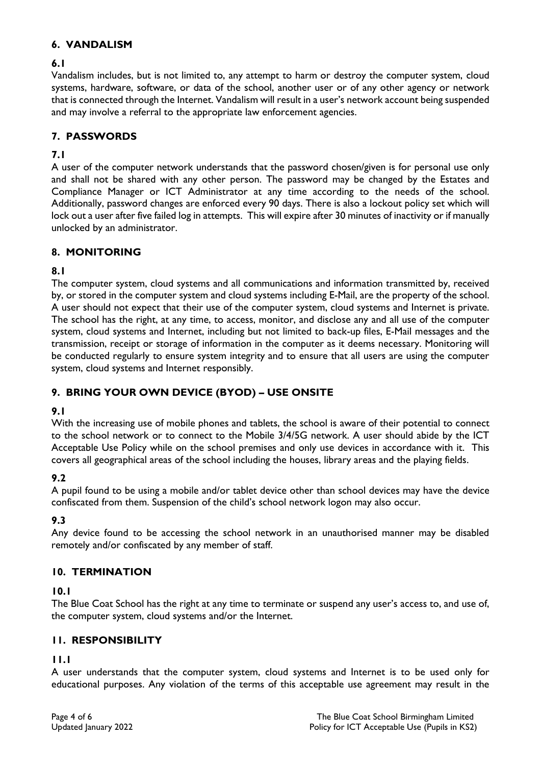## 6. VANDALISM

### 6.1

Vandalism includes, but is not limited to, any attempt to harm or destroy the computer system, cloud systems, hardware, software, or data of the school, another user or of any other agency or network that is connected through the Internet. Vandalism will result in a user's network account being suspended and may involve a referral to the appropriate law enforcement agencies.

## 7. PASSWORDS

### 7.1

A user of the computer network understands that the password chosen/given is for personal use only and shall not be shared with any other person. The password may be changed by the Estates and Compliance Manager or ICT Administrator at any time according to the needs of the school. Additionally, password changes are enforced every 90 days. There is also a lockout policy set which will lock out a user after five failed log in attempts. This will expire after 30 minutes of inactivity or if manually unlocked by an administrator.

## 8. MONITORING

### 8.1

The computer system, cloud systems and all communications and information transmitted by, received by, or stored in the computer system and cloud systems including E-Mail, are the property of the school. A user should not expect that their use of the computer system, cloud systems and Internet is private. The school has the right, at any time, to access, monitor, and disclose any and all use of the computer system, cloud systems and Internet, including but not limited to back-up files, E-Mail messages and the transmission, receipt or storage of information in the computer as it deems necessary. Monitoring will be conducted regularly to ensure system integrity and to ensure that all users are using the computer system, cloud systems and Internet responsibly.

## 9. BRING YOUR OWN DEVICE (BYOD) – USE ONSITE

### 9.1

With the increasing use of mobile phones and tablets, the school is aware of their potential to connect to the school network or to connect to the Mobile 3/4/5G network. A user should abide by the ICT Acceptable Use Policy while on the school premises and only use devices in accordance with it. This covers all geographical areas of the school including the houses, library areas and the playing fields.

### 9.2

A pupil found to be using a mobile and/or tablet device other than school devices may have the device confiscated from them. Suspension of the child's school network logon may also occur.

### 9.3

Any device found to be accessing the school network in an unauthorised manner may be disabled remotely and/or confiscated by any member of staff.

## 10. TERMINATION

### 10.1

The Blue Coat School has the right at any time to terminate or suspend any user's access to, and use of, the computer system, cloud systems and/or the Internet.

## 11. RESPONSIBILITY

### 11.1

A user understands that the computer system, cloud systems and Internet is to be used only for educational purposes. Any violation of the terms of this acceptable use agreement may result in the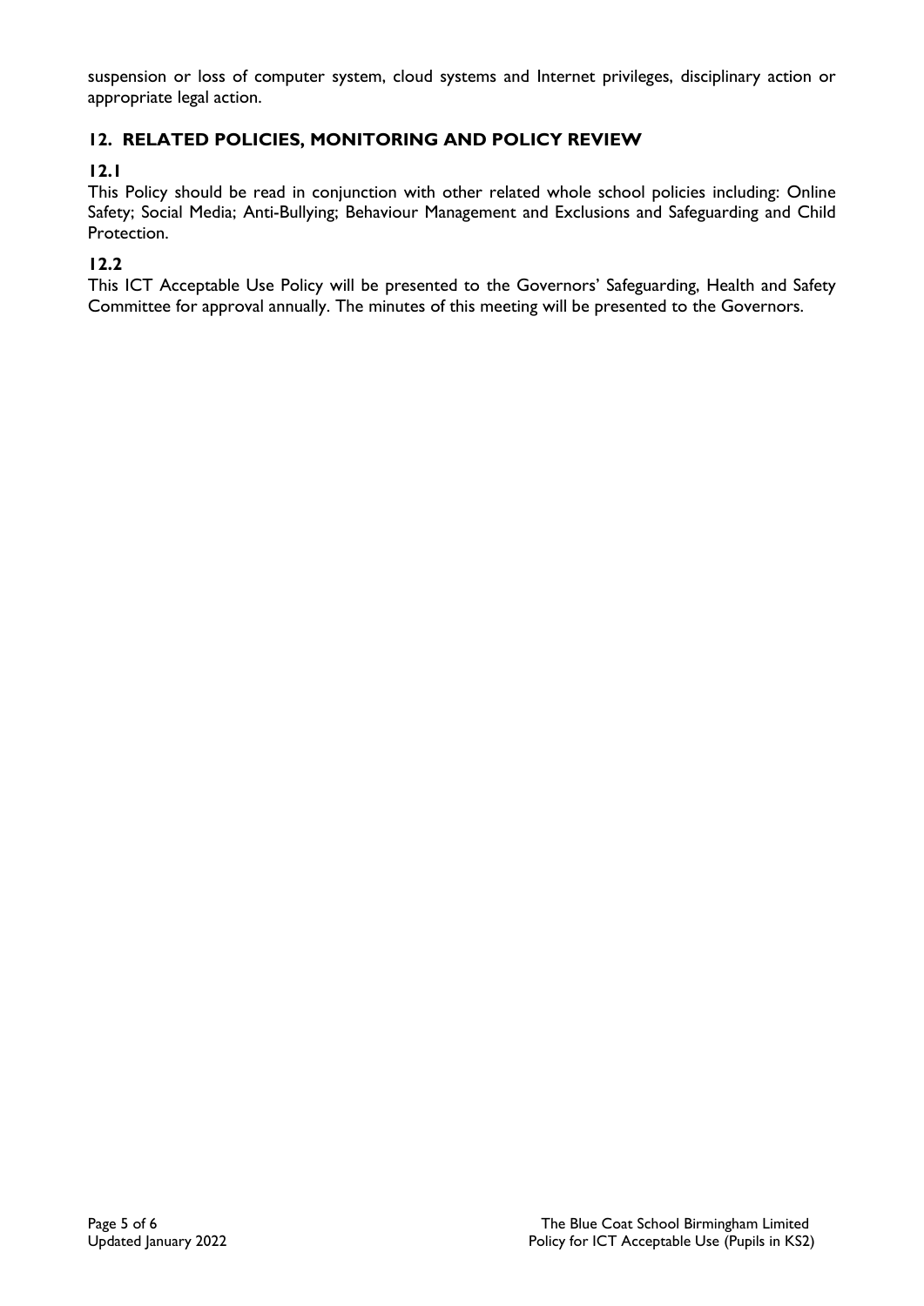suspension or loss of computer system, cloud systems and Internet privileges, disciplinary action or appropriate legal action.

## 12. RELATED POLICIES, MONITORING AND POLICY REVIEW

### 12.1

This Policy should be read in conjunction with other related whole school policies including: Online Safety; Social Media; Anti-Bullying; Behaviour Management and Exclusions and Safeguarding and Child Protection.

### 12.2

This ICT Acceptable Use Policy will be presented to the Governors' Safeguarding, Health and Safety Committee for approval annually. The minutes of this meeting will be presented to the Governors.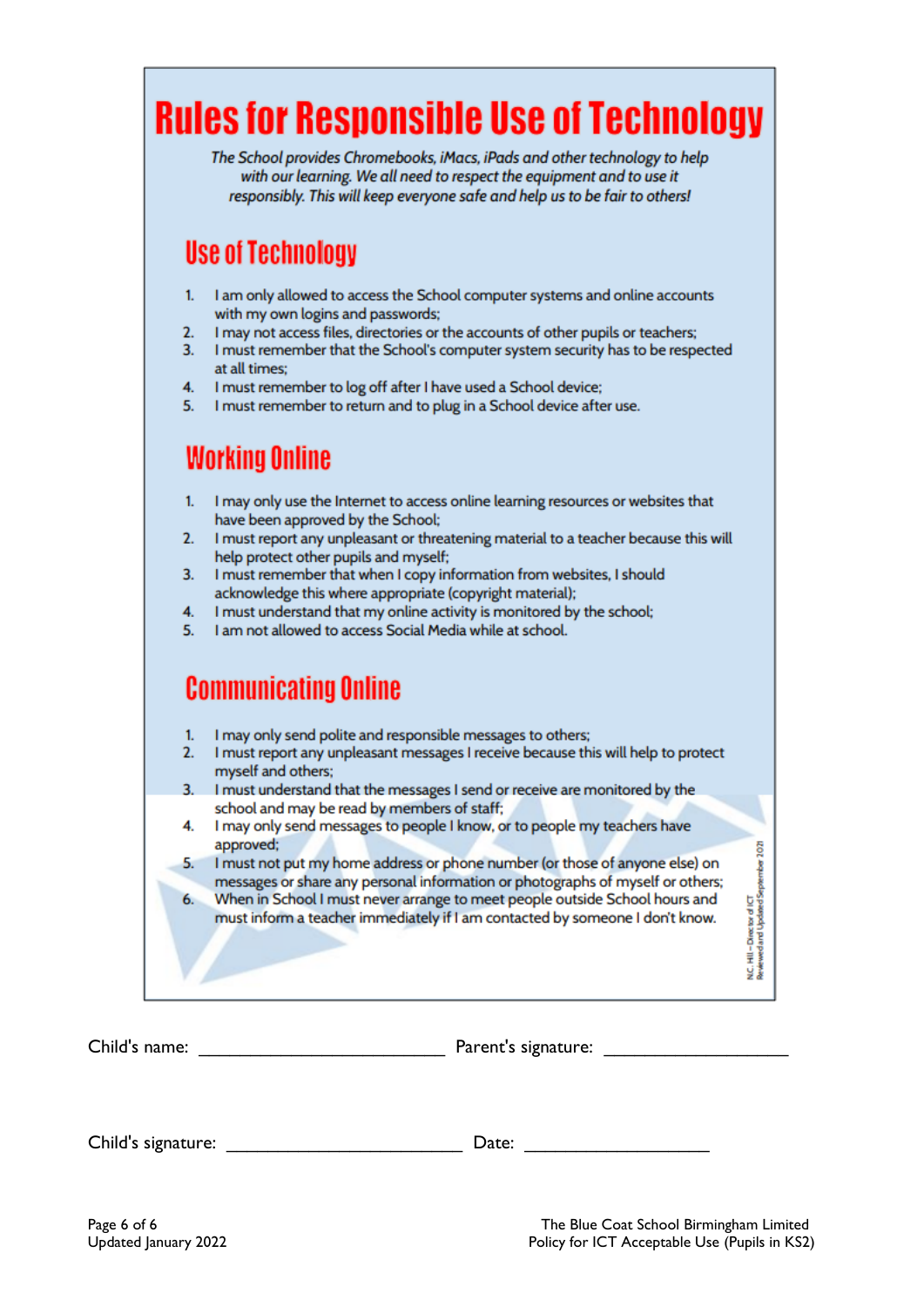# Rules for Responsible Use of Technology

*The School provides Chromebooks, iMacs, iPads and other technology to help with our learning. We all need to respect the equipment and to use it responsibly. This will keep everyone safe and help us to be fair to others!*

## Use of Technology

1. I am only allowed to access the School computer systems and online accounts with my own logins and passwords;
2. I may not access files, directories or the accounts of other pupils or teachers;
3. I must remember that the School's computer system security has to be respected at all times;
4. I must remember to log off after I have used a School device;
5. I must remember to return and to plug in a School device after use.

## Working Online

1. I may only use the Internet to access online learning resources or websites that have been approved by the School;
2. I must report any unpleasant or threatening material to a teacher because this will help protect other pupils and myself;
3. I must remember that when I copy information from websites, I should acknowledge this where appropriate (copyright material);
4. I must understand that my online activity is monitored by the school;
5. I am not allowed to access Social Media while at school.

## Communicating Online

1. I may only send polite and responsible messages to others;
2. I must report any unpleasant messages I receive because this will help to protect myself and others;
3. I must understand that the messages I send or receive are monitored by the school and may be read by members of staff;
4. I may only send messages to people I know, or to people my teachers have approved;
5. I must not put my home address or phone number (or those of anyone else) on messages or share any personal information or photographs of myself or others;
6. When in School I must never arrange to meet people outside School hours and must inform a teacher immediately if I am contacted by someone I don't know.

N.C. Hill – Director of ICT
Reviewed and Updated September 2021

Child's name: ________________________ Parent's signature: ____________________

Child's signature: ________________________ Date: ____________________